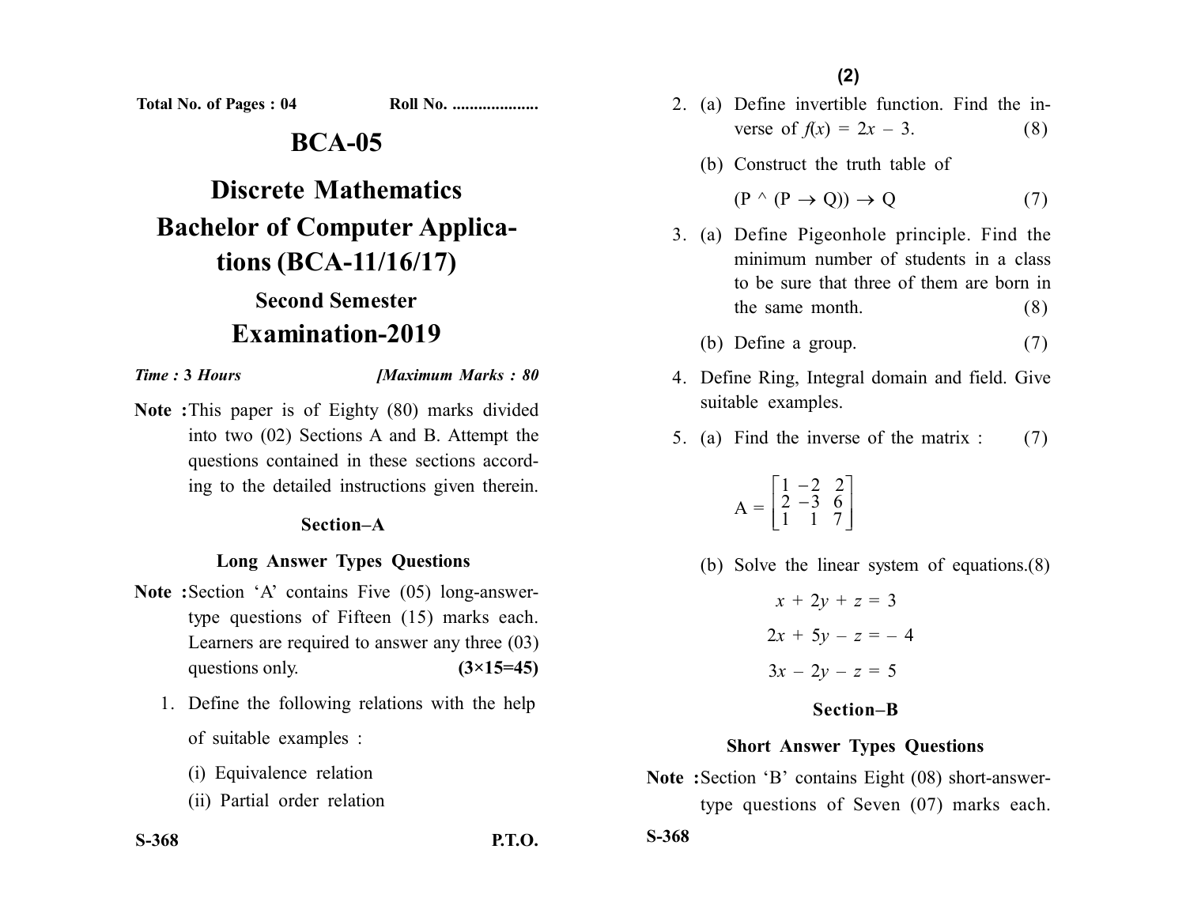Total No. of Pages : 04 Roll No. ...................

# BCA-05

# Discrete Mathematics

# Bachelor of Computer Applications (BCA-11/16/17)

## Second Semester

## Examination-2019

*Time : 3 Hours* *[Maximum Marks : 80*

**Note :** This paper is of Eighty (80) marks divided into two (02) Sections A and B. Attempt the questions contained in these sections according to the detailed instructions given therein.

### Section–A

### Long Answer Types Questions

**Note :** Section 'A' contains Five (05) long-answer-type questions of Fifteen (15) marks each. Learners are required to answer any three (03) questions only. **(3×15=45)**

1. Define the following relations with the help of suitable examples :

   (i) Equivalence relation

   (ii) Partial order relation

2. (a) Define invertible function. Find the inverse of $f(x) = 2x - 3$. (8)

   (b) Construct the truth table of

   $(P \wedge (P \rightarrow Q)) \rightarrow Q$ (7)

3. (a) Define Pigeonhole principle. Find the minimum number of students in a class to be sure that three of them are born in the same month. (8)

   (b) Define a group. (7)

4. Define Ring, Integral domain and field. Give suitable examples.

5. (a) Find the inverse of the matrix : (7)

$$A = \begin{bmatrix} 1 & -2 & 2 \\ 2 & -3 & 6 \\ 1 & 1 & 7 \end{bmatrix}$$

   (b) Solve the linear system of equations. (8)

$$x + 2y + z = 3$$

$$2x + 5y - z = -4$$

$$3x - 2y - z = 5$$

### Section–B

### Short Answer Types Questions

**Note :** Section 'B' contains Eight (08) short-answer-type questions of Seven (07) marks each.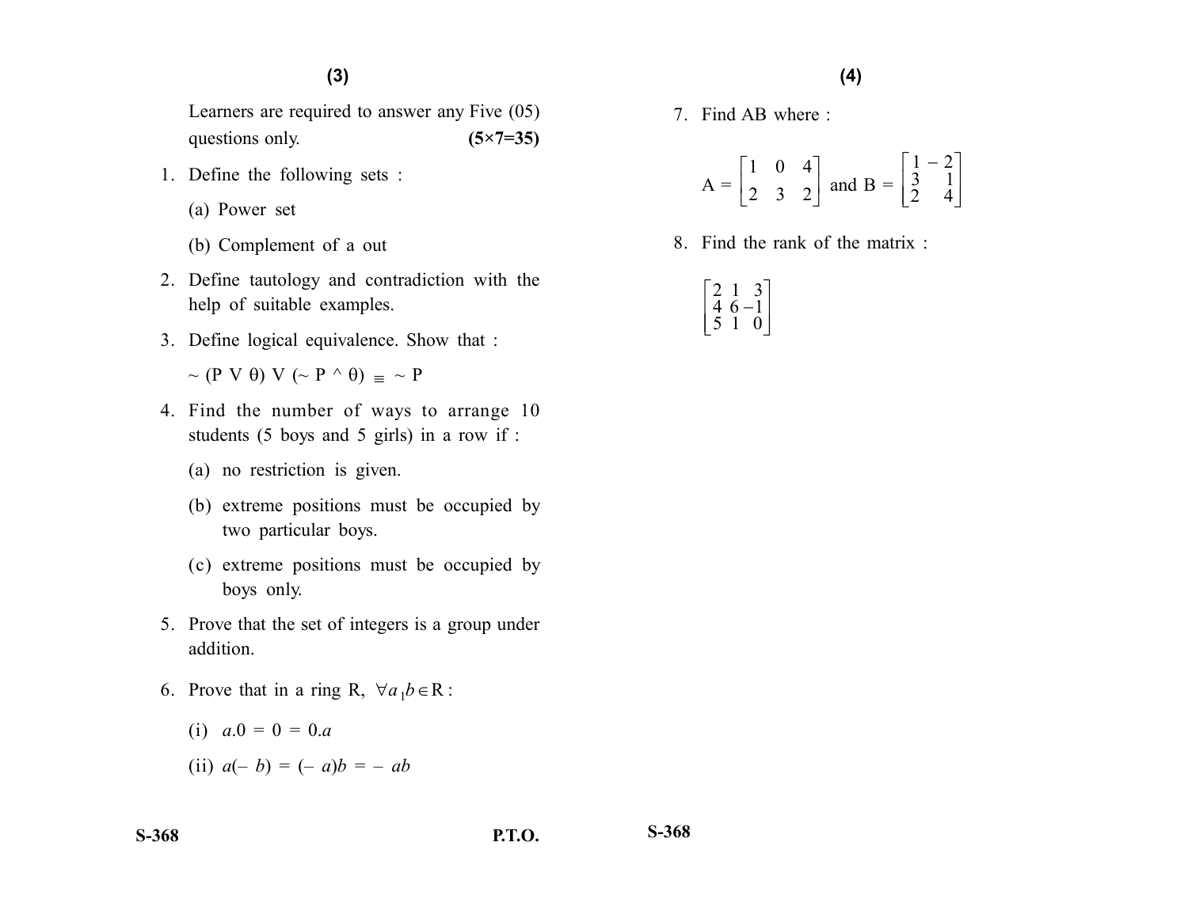Learners are required to answer any Five (05) questions only. **(5×7=35)**

1. Define the following sets :

   (a) Power set

   (b) Complement of a out

2. Define tautology and contradiction with the help of suitable examples.

3. Define logical equivalence. Show that :

   $\sim (P \vee \theta) \vee (\sim P \wedge \theta) \equiv \sim P$

4. Find the number of ways to arrange 10 students (5 boys and 5 girls) in a row if :

   (a) no restriction is given.

   (b) extreme positions must be occupied by two particular boys.

   (c) extreme positions must be occupied by boys only.

5. Prove that the set of integers is a group under addition.

6. Prove that in a ring R, $\forall a_1 b \in R$ :

   (i) $a.0 = 0 = 0.a$

   (ii) $a(-b) = (-a)b = -ab$

7. Find AB where :

$$A = \begin{bmatrix} 1 & 0 & 4 \\ 2 & 3 & 2 \end{bmatrix} \text{ and } B = \begin{bmatrix} 1 & -2 \\ 3 & 1 \\ 2 & 4 \end{bmatrix}$$

8. Find the rank of the matrix :

$$\begin{bmatrix} 2 & 1 & 3 \\ 4 & 6 & -1 \\ 5 & 1 & 0 \end{bmatrix}$$